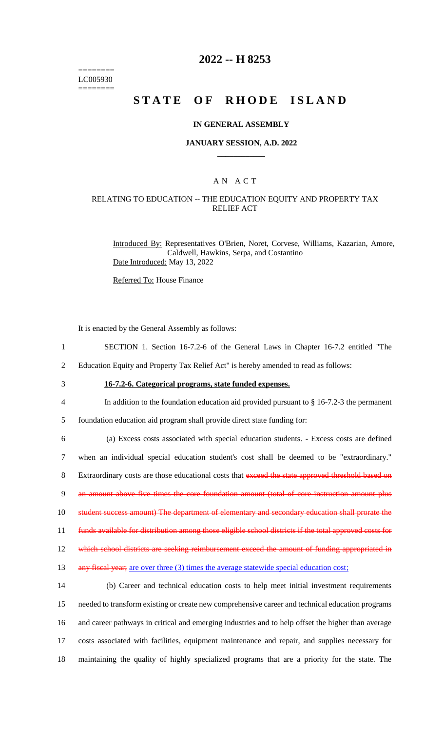========
LC005930
========

# 2022 -- H 8253

# STATE OF RHODE ISLAND

## IN GENERAL ASSEMBLY

### JANUARY SESSION, A.D. 2022

## A N A C T

### RELATING TO EDUCATION -- THE EDUCATION EQUITY AND PROPERTY TAX RELIEF ACT

Introduced By: Representatives O'Brien, Noret, Corvese, Williams, Kazarian, Amore, Caldwell, Hawkins, Serpa, and Costantino

Date Introduced: May 13, 2022

Referred To: House Finance

It is enacted by the General Assembly as follows:

1 SECTION 1. Section 16-7.2-6 of the General Laws in Chapter 16-7.2 entitled "The
2 Education Equity and Property Tax Relief Act" is hereby amended to read as follows:

3 **16-7.2-6. Categorical programs, state funded expenses.**

4 In addition to the foundation education aid provided pursuant to § 16-7.2-3 the permanent
5 foundation education aid program shall provide direct state funding for:

6 (a) Excess costs associated with special education students. - Excess costs are defined
7 when an individual special education student's cost shall be deemed to be "extraordinary."
8 Extraordinary costs are those educational costs that ~~exceed the state approved threshold based on~~
9 ~~an amount above five times the core foundation amount (total of core instruction amount plus~~
10 ~~student success amount) The department of elementary and secondary education shall prorate the~~
11 ~~funds available for distribution among those eligible school districts if the total approved costs for~~
12 ~~which school districts are seeking reimbursement exceed the amount of funding appropriated in~~
13 ~~any fiscal year;~~ <u>are over three (3) times the average statewide special education cost;</u>

14 (b) Career and technical education costs to help meet initial investment requirements
15 needed to transform existing or create new comprehensive career and technical education programs
16 and career pathways in critical and emerging industries and to help offset the higher than average
17 costs associated with facilities, equipment maintenance and repair, and supplies necessary for
18 maintaining the quality of highly specialized programs that are a priority for the state. The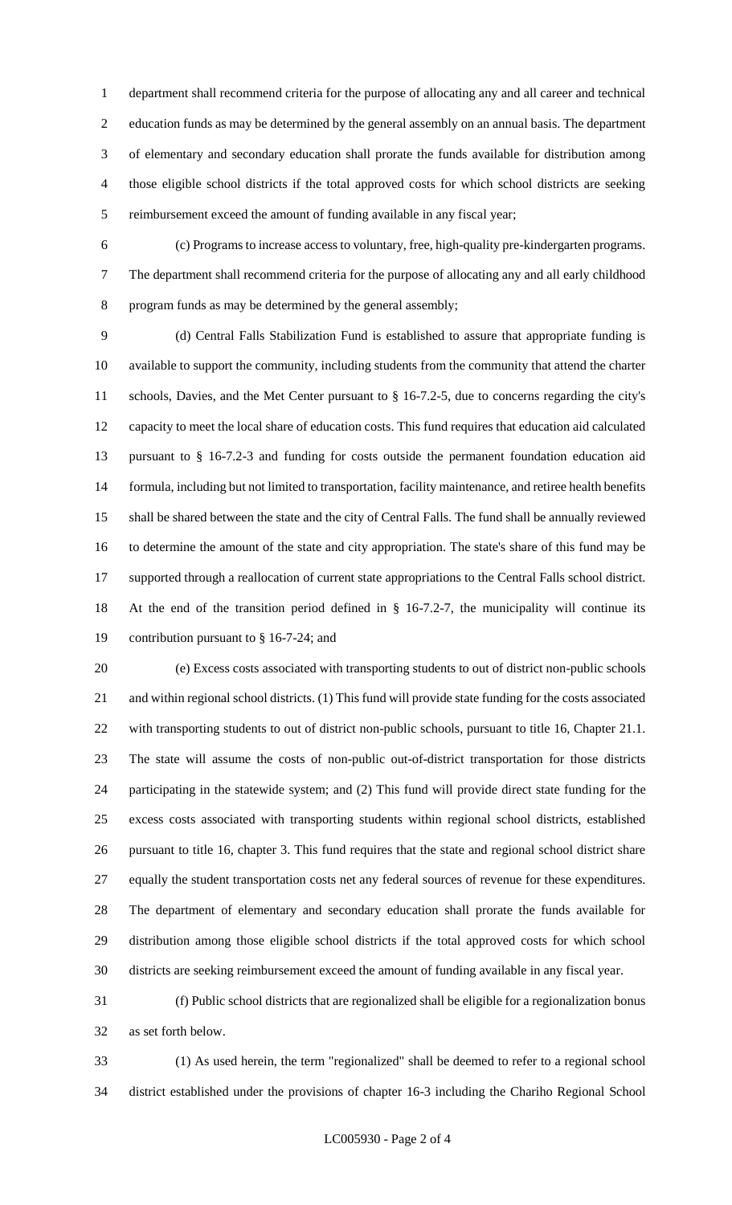department shall recommend criteria for the purpose of allocating any and all career and technical education funds as may be determined by the general assembly on an annual basis. The department of elementary and secondary education shall prorate the funds available for distribution among those eligible school districts if the total approved costs for which school districts are seeking reimbursement exceed the amount of funding available in any fiscal year;

(c) Programs to increase access to voluntary, free, high-quality pre-kindergarten programs. The department shall recommend criteria for the purpose of allocating any and all early childhood program funds as may be determined by the general assembly;

(d) Central Falls Stabilization Fund is established to assure that appropriate funding is available to support the community, including students from the community that attend the charter schools, Davies, and the Met Center pursuant to § 16-7.2-5, due to concerns regarding the city's capacity to meet the local share of education costs. This fund requires that education aid calculated pursuant to § 16-7.2-3 and funding for costs outside the permanent foundation education aid formula, including but not limited to transportation, facility maintenance, and retiree health benefits shall be shared between the state and the city of Central Falls. The fund shall be annually reviewed to determine the amount of the state and city appropriation. The state's share of this fund may be supported through a reallocation of current state appropriations to the Central Falls school district. At the end of the transition period defined in § 16-7.2-7, the municipality will continue its contribution pursuant to § 16-7-24; and

(e) Excess costs associated with transporting students to out of district non-public schools and within regional school districts. (1) This fund will provide state funding for the costs associated with transporting students to out of district non-public schools, pursuant to title 16, Chapter 21.1. The state will assume the costs of non-public out-of-district transportation for those districts participating in the statewide system; and (2) This fund will provide direct state funding for the excess costs associated with transporting students within regional school districts, established pursuant to title 16, chapter 3. This fund requires that the state and regional school district share equally the student transportation costs net any federal sources of revenue for these expenditures. The department of elementary and secondary education shall prorate the funds available for distribution among those eligible school districts if the total approved costs for which school districts are seeking reimbursement exceed the amount of funding available in any fiscal year.

(f) Public school districts that are regionalized shall be eligible for a regionalization bonus as set forth below.

(1) As used herein, the term "regionalized" shall be deemed to refer to a regional school district established under the provisions of chapter 16-3 including the Chariho Regional School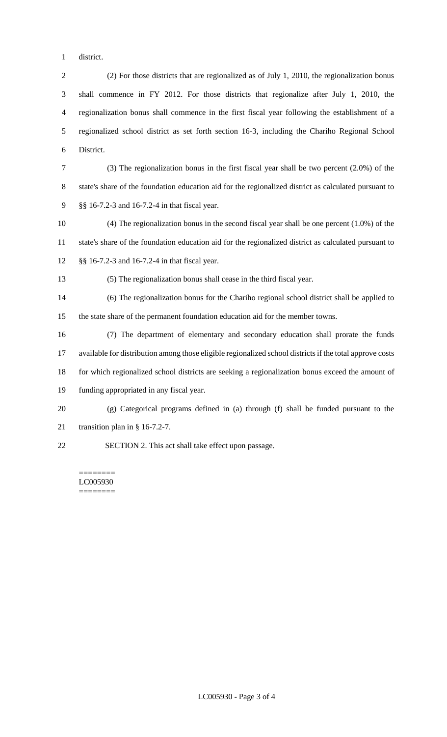district.

(2) For those districts that are regionalized as of July 1, 2010, the regionalization bonus shall commence in FY 2012. For those districts that regionalize after July 1, 2010, the regionalization bonus shall commence in the first fiscal year following the establishment of a regionalized school district as set forth section 16-3, including the Chariho Regional School District.

(3) The regionalization bonus in the first fiscal year shall be two percent (2.0%) of the state's share of the foundation education aid for the regionalized district as calculated pursuant to §§ 16-7.2-3 and 16-7.2-4 in that fiscal year.

(4) The regionalization bonus in the second fiscal year shall be one percent (1.0%) of the state's share of the foundation education aid for the regionalized district as calculated pursuant to §§ 16-7.2-3 and 16-7.2-4 in that fiscal year.

(5) The regionalization bonus shall cease in the third fiscal year.

(6) The regionalization bonus for the Chariho regional school district shall be applied to the state share of the permanent foundation education aid for the member towns.

(7) The department of elementary and secondary education shall prorate the funds available for distribution among those eligible regionalized school districts if the total approve costs for which regionalized school districts are seeking a regionalization bonus exceed the amount of funding appropriated in any fiscal year.

(g) Categorical programs defined in (a) through (f) shall be funded pursuant to the transition plan in § 16-7.2-7.

SECTION 2. This act shall take effect upon passage.

========
LC005930
========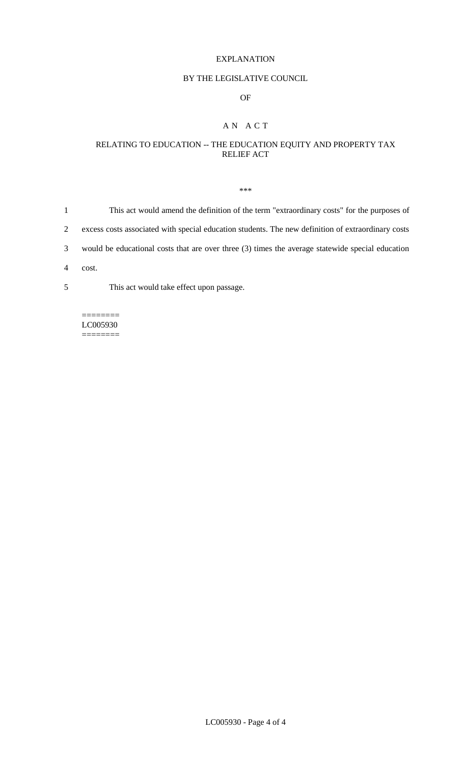EXPLANATION

BY THE LEGISLATIVE COUNCIL

OF

A N A C T

RELATING TO EDUCATION -- THE EDUCATION EQUITY AND PROPERTY TAX RELIEF ACT

\*\*\*

This act would amend the definition of the term "extraordinary costs" for the purposes of excess costs associated with special education students. The new definition of extraordinary costs would be educational costs that are over three (3) times the average statewide special education cost.

This act would take effect upon passage.

========
LC005930
========